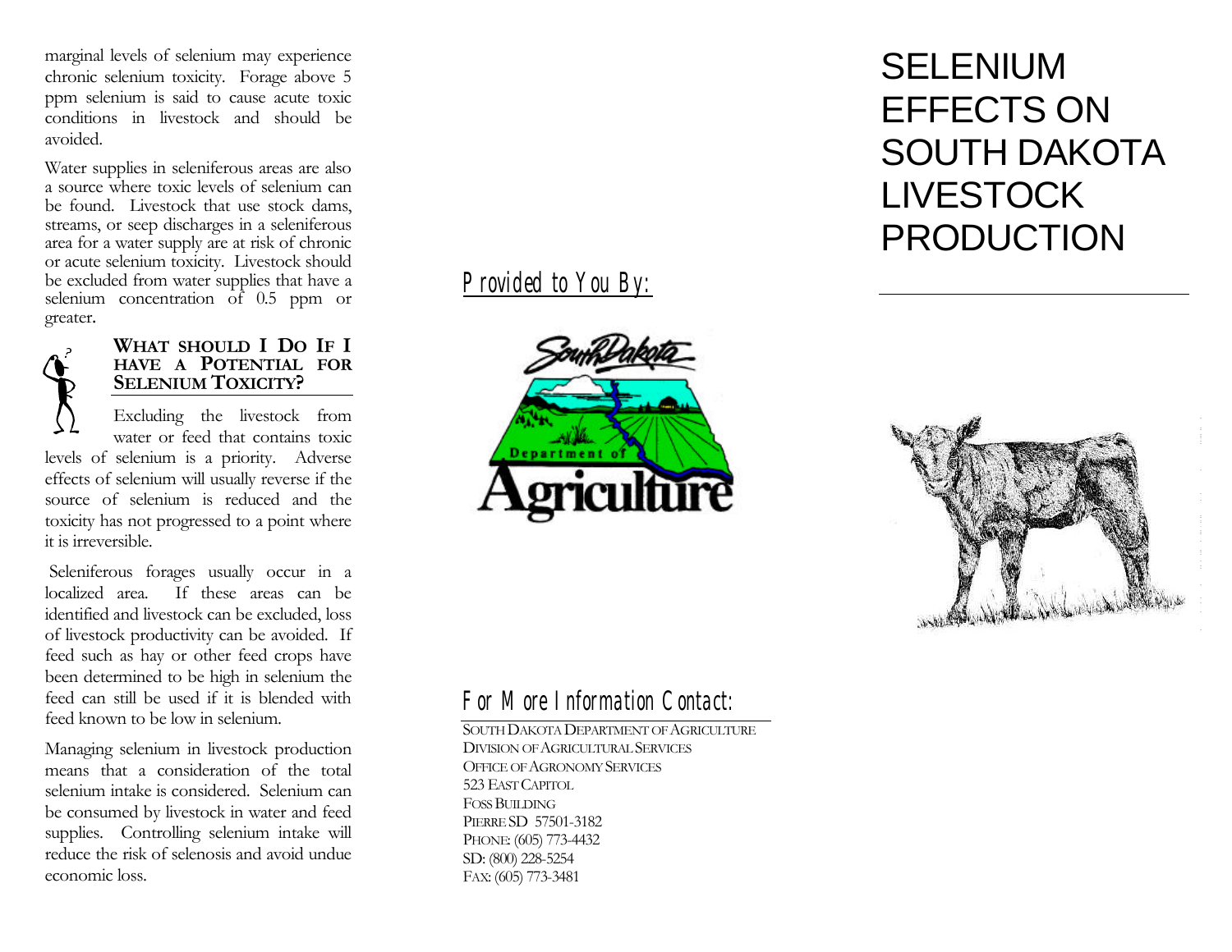marginal levels of selenium may experience chronic selenium toxicity. Forage above 5 ppm selenium is said to cause acute toxic conditions in livestock and should be avoided.

Water supplies in seleniferous areas are also a source where toxic levels of selenium can be found. Livestock that use stock dams, streams, or seep discharges in a seleniferous area for a water supply are at risk of chronic or acute selenium toxicity. Livestock should be excluded from water supplies that have a selenium concentration of 0.5 ppm or greater.

### What Should I Do If I Have a Potential for Selenium Toxicity?

Excluding the livestock from water or feed that contains toxic levels of selenium is a priority. Adverse effects of selenium will usually reverse if the source of selenium is reduced and the toxicity has not progressed to a point where it is irreversible.

Seleniferous forages usually occur in a localized area. If these areas can be identified and livestock can be excluded, loss of livestock productivity can be avoided. If feed such as hay or other feed crops have been determined to be high in selenium the feed can still be used if it is blended with feed known to be low in selenium.

Managing selenium in livestock production means that a consideration of the total selenium intake is considered. Selenium can be consumed by livestock in water and feed supplies. Controlling selenium intake will reduce the risk of selenosis and avoid undue economic loss.

*Provided to You By:*

South Dakota Department of Agriculture

*For More Information Contact:*

South Dakota Department of Agriculture
Division of Agricultural Services
Office of Agronomy Services
523 East Capitol
Foss Building
Pierre SD 57501-3182
Phone: (605) 773-4432
SD: (800) 228-5254
Fax: (605) 773-3481

# SELENIUM EFFECTS ON SOUTH DAKOTA LIVESTOCK PRODUCTION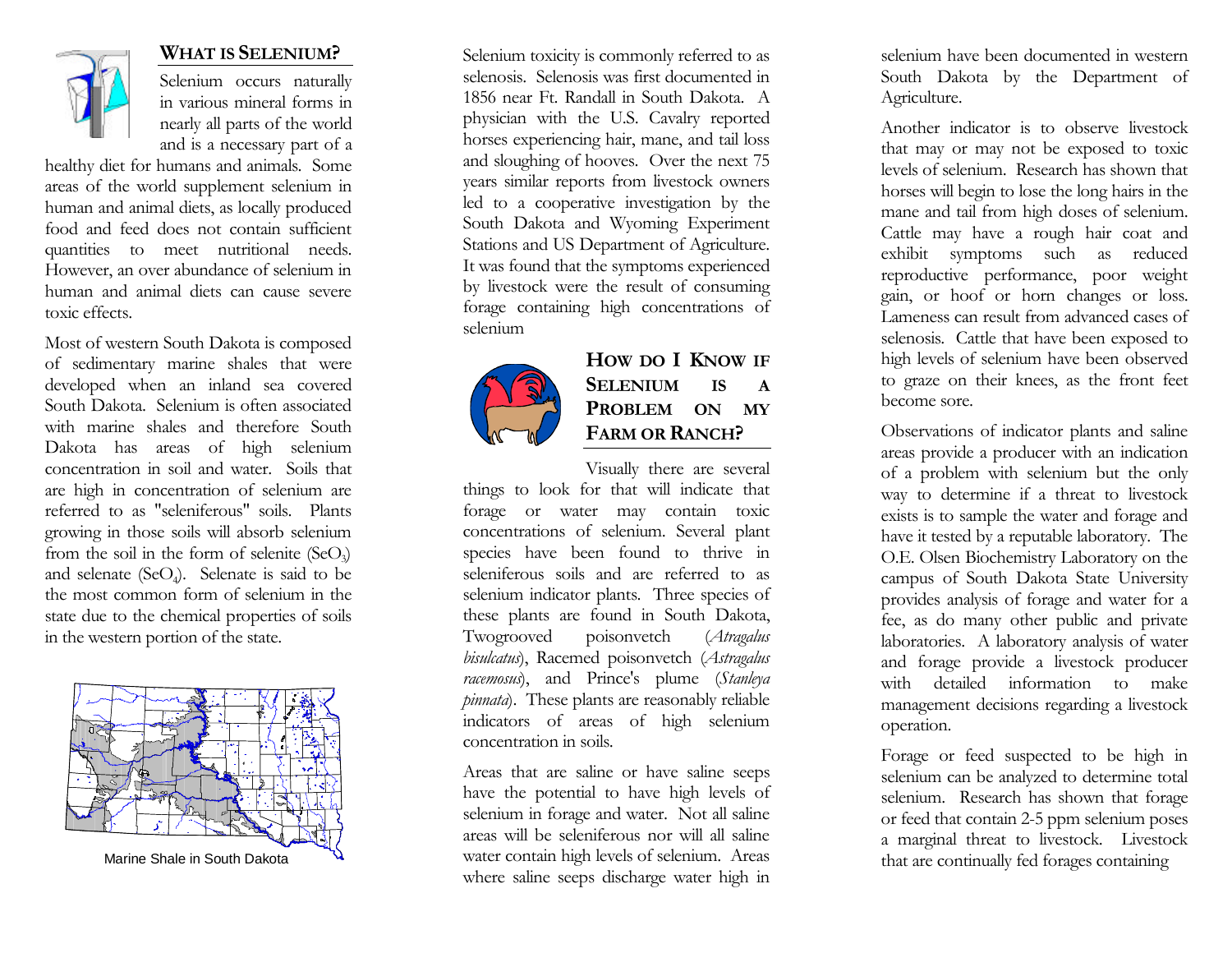## WHAT IS SELENIUM?

Selenium occurs naturally in various mineral forms in nearly all parts of the world and is a necessary part of a healthy diet for humans and animals. Some areas of the world supplement selenium in human and animal diets, as locally produced food and feed does not contain sufficient quantities to meet nutritional needs. However, an over abundance of selenium in human and animal diets can cause severe toxic effects.

Most of western South Dakota is composed of sedimentary marine shales that were developed when an inland sea covered South Dakota. Selenium is often associated with marine shales and therefore South Dakota has areas of high selenium concentration in soil and water. Soils that are high in concentration of selenium are referred to as "seleniferous" soils. Plants growing in those soils will absorb selenium from the soil in the form of selenite ($SeO_3$) and selenate ($SeO_4$). Selenate is said to be the most common form of selenium in the state due to the chemical properties of soils in the western portion of the state.

Marine Shale in South Dakota

Selenium toxicity is commonly referred to as selenosis. Selenosis was first documented in 1856 near Ft. Randall in South Dakota. A physician with the U.S. Cavalry reported horses experiencing hair, mane, and tail loss and sloughing of hooves. Over the next 75 years similar reports from livestock owners led to a cooperative investigation by the South Dakota and Wyoming Experiment Stations and US Department of Agriculture. It was found that the symptoms experienced by livestock were the result of consuming forage containing high concentrations of selenium

## HOW DO I KNOW IF SELENIUM IS A PROBLEM ON MY FARM OR RANCH?

Visually there are several things to look for that will indicate that forage or water may contain toxic concentrations of selenium. Several plant species have been found to thrive in seleniferous soils and are referred to as selenium indicator plants. Three species of these plants are found in South Dakota, Twogrooved poisonvetch (*Atragalus bisulcatus*), Racemed poisonvetch (*Astragalus racemosus*), and Prince's plume (*Stanleya pinnata*). These plants are reasonably reliable indicators of areas of high selenium concentration in soils.

Areas that are saline or have saline seeps have the potential to have high levels of selenium in forage and water. Not all saline areas will be seleniferous nor will all saline water contain high levels of selenium. Areas where saline seeps discharge water high in selenium have been documented in western South Dakota by the Department of Agriculture.

Another indicator is to observe livestock that may or may not be exposed to toxic levels of selenium. Research has shown that horses will begin to lose the long hairs in the mane and tail from high doses of selenium. Cattle may have a rough hair coat and exhibit symptoms such as reduced reproductive performance, poor weight gain, or hoof or horn changes or loss. Lameness can result from advanced cases of selenosis. Cattle that have been exposed to high levels of selenium have been observed to graze on their knees, as the front feet become sore.

Observations of indicator plants and saline areas provide a producer with an indication of a problem with selenium but the only way to determine if a threat to livestock exists is to sample the water and forage and have it tested by a reputable laboratory. The O.E. Olsen Biochemistry Laboratory on the campus of South Dakota State University provides analysis of forage and water for a fee, as do many other public and private laboratories. A laboratory analysis of water and forage provide a livestock producer with detailed information to make management decisions regarding a livestock operation.

Forage or feed suspected to be high in selenium can be analyzed to determine total selenium. Research has shown that forage or feed that contain 2-5 ppm selenium poses a marginal threat to livestock. Livestock that are continually fed forages containing